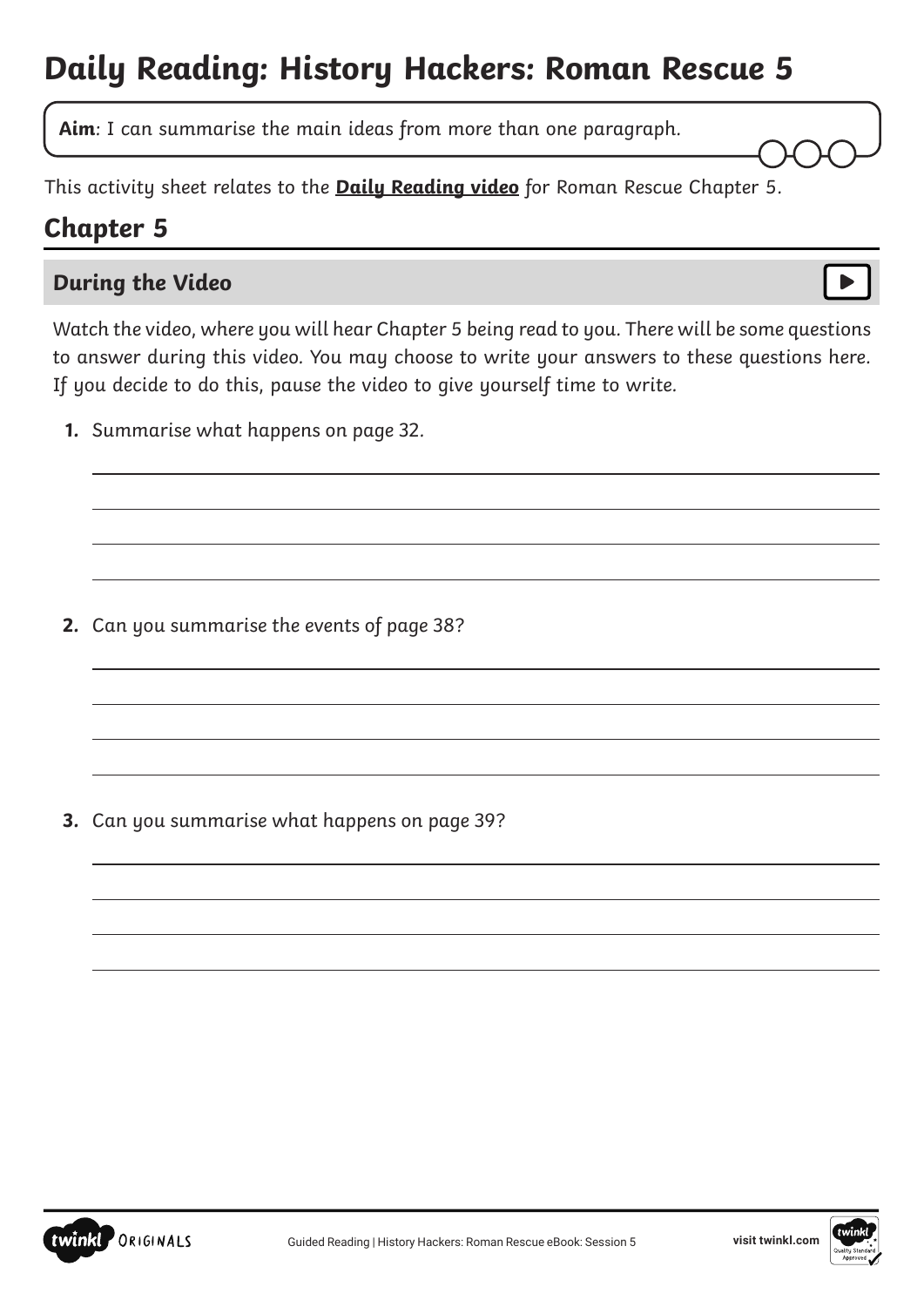# Daily Reading: History Hackers: Roman Rescue 5

**Aim**: I can summarise the main ideas from more than one paragraph.

This activity sheet relates to the **Daily Reading video** for Roman Rescue Chapter 5.

## Chapter 5

### During the Video

Watch the video, where you will hear Chapter 5 being read to you. There will be some questions to answer during this video. You may choose to write your answers to these questions here. If you decide to do this, pause the video to give yourself time to write.

1. Summarise what happens on page 32.

2. Can you summarise the events of page 38?

3. Can you summarise what happens on page 39?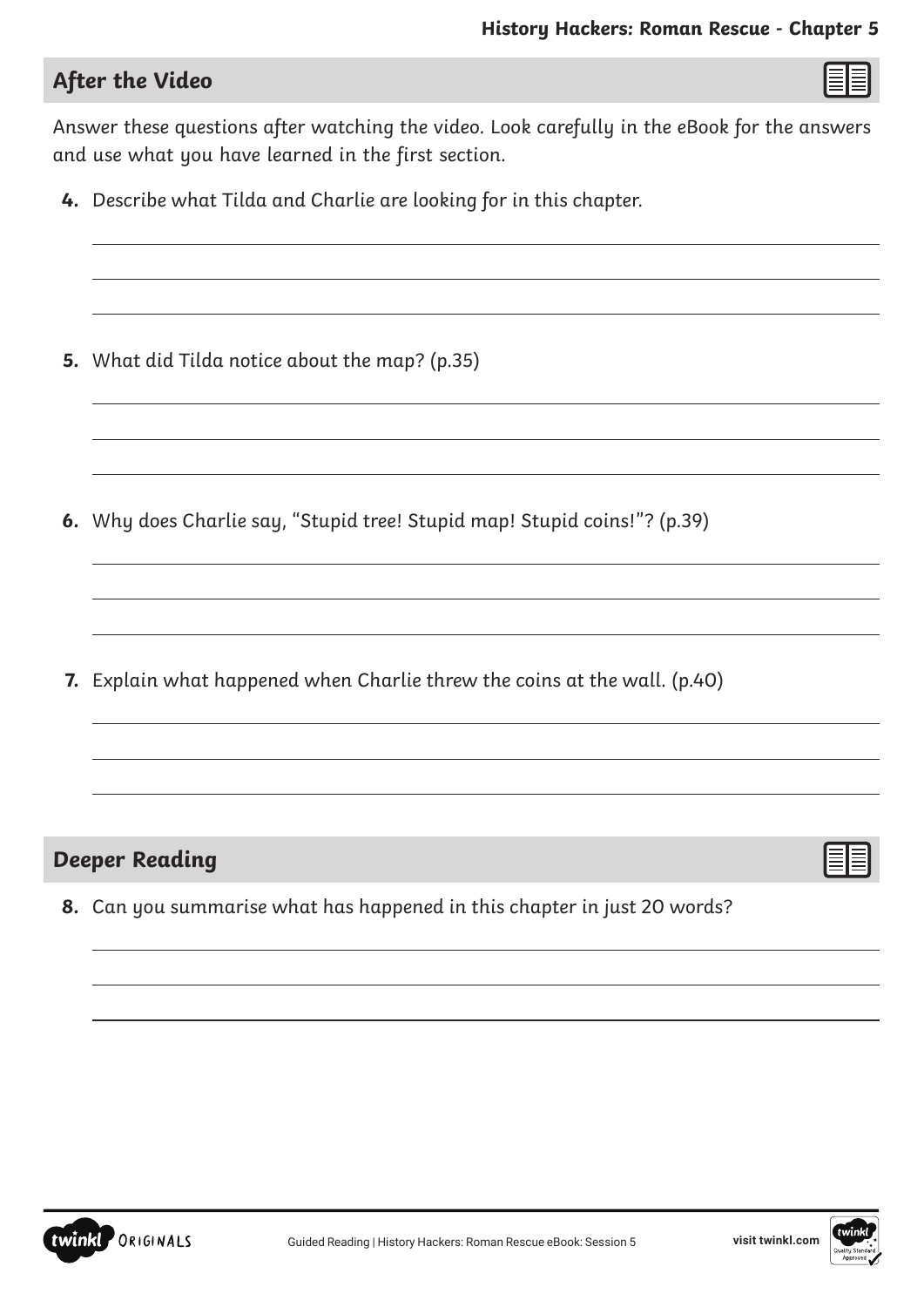## After the Video

Answer these questions after watching the video. Look carefully in the eBook for the answers and use what you have learned in the first section.

4. Describe what Tilda and Charlie are looking for in this chapter.

5. What did Tilda notice about the map? (p.35)

6. Why does Charlie say, “Stupid tree! Stupid map! Stupid coins!”? (p.39)

7. Explain what happened when Charlie threw the coins at the wall. (p.40)

## Deeper Reading

8. Can you summarise what has happened in this chapter in just 20 words?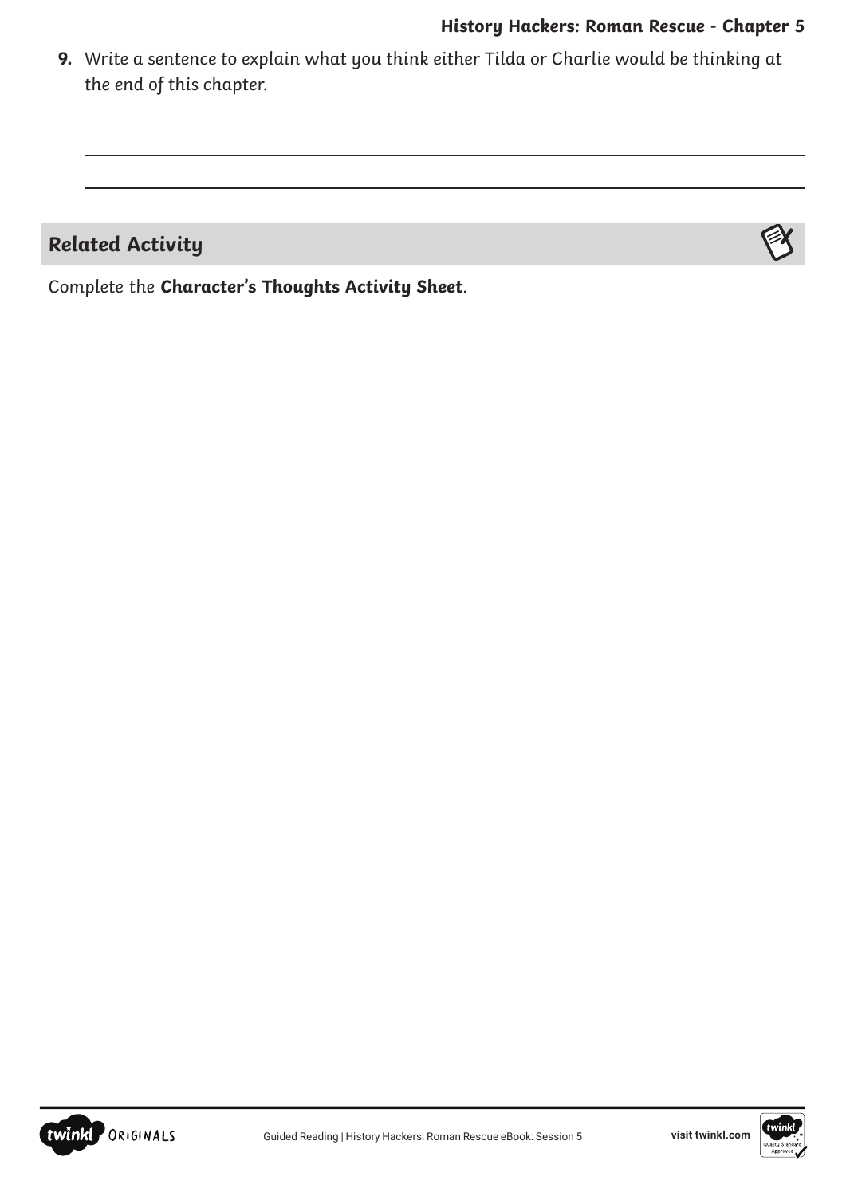**9.** Write a sentence to explain what you think either Tilda or Charlie would be thinking at the end of this chapter.

## Related Activity

Complete the **Character's Thoughts Activity Sheet**.